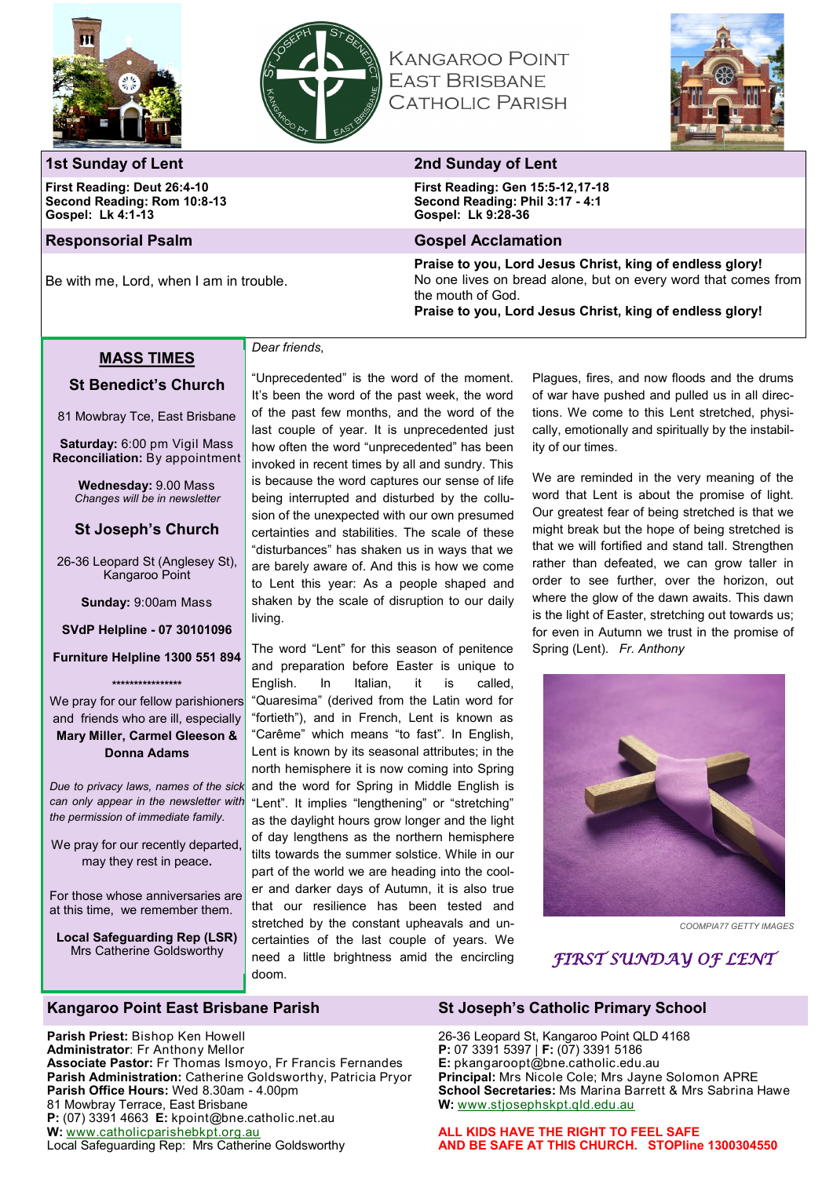# Kangaroo Point East Brisbane Catholic Parish

## 1st Sunday of Lent

**First Reading: Deut 26:4-10**
**Second Reading: Rom 10:8-13**
**Gospel: Lk 4:1-13**

## Responsorial Psalm

Be with me, Lord, when I am in trouble.

## 2nd Sunday of Lent

**First Reading: Gen 15:5-12,17-18**
**Second Reading: Phil 3:17 - 4:1**
**Gospel: Lk 9:28-36**

## Gospel Acclamation

**Praise to you, Lord Jesus Christ, king of endless glory!**
No one lives on bread alone, but on every word that comes from the mouth of God.
**Praise to you, Lord Jesus Christ, king of endless glory!**

## MASS TIMES

### St Benedict's Church

81 Mowbray Tce, East Brisbane

**Saturday:** 6:00 pm Vigil Mass
**Reconciliation:** By appointment

**Wednesday:** 9.00 Mass
*Changes will be in newsletter*

### St Joseph's Church

26-36 Leopard St (Anglesey St), Kangaroo Point

**Sunday:** 9:00am Mass

**SVdP Helpline - 07 30101096**

**Furniture Helpline 1300 551 894**

\*\*\*\*\*\*\*\*\*\*\*\*\*\*\*\*

We pray for our fellow parishioners and friends who are ill, especially **Mary Miller, Carmel Gleeson & Donna Adams**

*Due to privacy laws, names of the sick can only appear in the newsletter with the permission of immediate family.*

We pray for our recently departed, may they rest in peace**.**

For those whose anniversaries are at this time, we remember them.

**Local Safeguarding Rep (LSR)**
Mrs Catherine Goldsworthy

*Dear friends*,

"Unprecedented" is the word of the moment. It's been the word of the past week, the word of the past few months, and the word of the last couple of year. It is unprecedented just how often the word "unprecedented" has been invoked in recent times by all and sundry. This is because the word captures our sense of life being interrupted and disturbed by the collusion of the unexpected with our own presumed certainties and stabilities. The scale of these "disturbances" has shaken us in ways that we are barely aware of. And this is how we come to Lent this year: As a people shaped and shaken by the scale of disruption to our daily living.

The word "Lent" for this season of penitence and preparation before Easter is unique to English. In Italian, it is called, "Quaresima" (derived from the Latin word for "fortieth"), and in French, Lent is known as "Carême" which means "to fast". In English, Lent is known by its seasonal attributes; in the north hemisphere it is now coming into Spring and the word for Spring in Middle English is "Lent". It implies "lengthening" or "stretching" as the daylight hours grow longer and the light of day lengthens as the northern hemisphere tilts towards the summer solstice. While in our part of the world we are heading into the cooler and darker days of Autumn, it is also true that our resilience has been tested and stretched by the constant upheavals and uncertainties of the last couple of years. We need a little brightness amid the encircling doom.

Plagues, fires, and now floods and the drums of war have pushed and pulled us in all directions. We come to this Lent stretched, physically, emotionally and spiritually by the instability of our times.

We are reminded in the very meaning of the word that Lent is about the promise of light. Our greatest fear of being stretched is that we might break but the hope of being stretched is that we will fortified and stand tall. Strengthen rather than defeated, we can grow taller in order to see further, over the horizon, out where the glow of the dawn awaits. This dawn is the light of Easter, stretching out towards us; for even in Autumn we trust in the promise of Spring (Lent). *Fr. Anthony*

COOMPIA77 GETTY IMAGES

*FIRST SUNDAY OF LENT*

## Kangaroo Point East Brisbane Parish

**Parish Priest:** Bishop Ken Howell
**Administrator**: Fr Anthony Mellor
**Associate Pastor:** Fr Thomas Ismoyo, Fr Francis Fernandes
**Parish Administration:** Catherine Goldsworthy, Patricia Pryor
**Parish Office Hours:** Wed 8.30am - 4.00pm
81 Mowbray Terrace, East Brisbane
**P:** (07) 3391 4663 **E:** kpoint@bne.catholic.net.au
**W:** www.catholicparishebkpt.org.au
Local Safeguarding Rep: Mrs Catherine Goldsworthy

## St Joseph's Catholic Primary School

26-36 Leopard St, Kangaroo Point QLD 4168
**P:** 07 3391 5397 | **F:** (07) 3391 5186
**E:** pkangaroopt@bne.catholic.edu.au
**Principal:** Mrs Nicole Cole; Mrs Jayne Solomon APRE
**School Secretaries:** Ms Marina Barrett & Mrs Sabrina Hawe
**W:** www.stjosephskpt.qld.edu.au

**ALL KIDS HAVE THE RIGHT TO FEEL SAFE AND BE SAFE AT THIS CHURCH. STOPline 1300304550**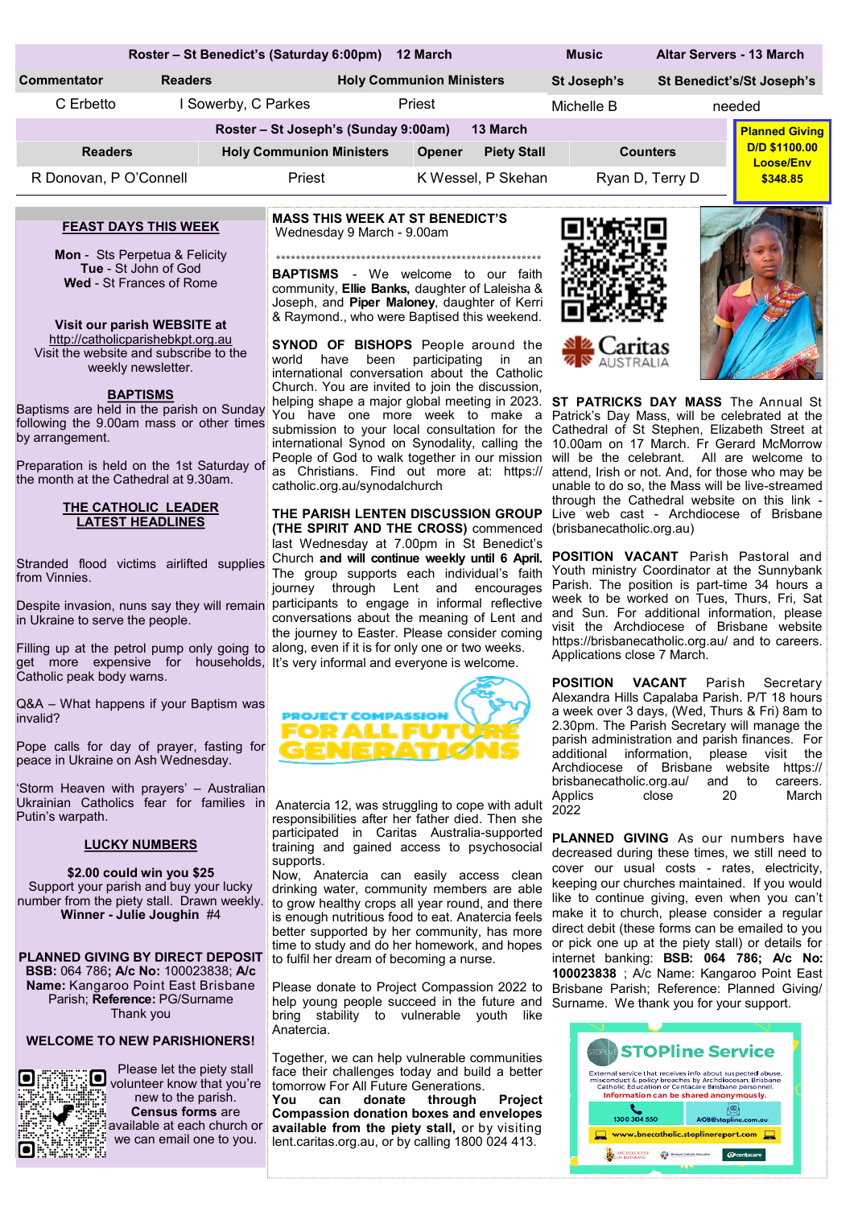| Roster – St Benedict's (Saturday 6:00pm) 12 March | | | Music | Altar Servers - 13 March |
|---|---|---|---|---|
| Commentator | Readers | Holy Communion Ministers | St Joseph's | St Benedict's/St Joseph's |
| C Erbetto | I Sowerby, C Parkes | Priest | Michelle B | needed |

| Roster – St Joseph's (Sunday 9:00am) 13 March | | | | | Planned Giving |
|---|---|---|---|---|---|
| Readers | Holy Communion Ministers | Opener | Piety Stall | Counters | D/D $1100.00 Loose/Env |
| R Donovan, P O'Connell | Priest | K Wessel, P Skehan | | Ryan D, Terry D | $348.85 |

## FEAST DAYS THIS WEEK

**Mon** - Sts Perpetua & Felicity
**Tue** - St John of God
**Wed** - St Frances of Rome

**Visit our parish WEBSITE at**
http://catholicparishebkpt.org.au
Visit the website and subscribe to the weekly newsletter.

## BAPTISMS

Baptisms are held in the parish on Sunday following the 9.00am mass or other times by arrangement.

Preparation is held on the 1st Saturday of the month at the Cathedral at 9.30am.

## THE CATHOLIC LEADER LATEST HEADLINES

Stranded flood victims airlifted supplies from Vinnies.

Despite invasion, nuns say they will remain in Ukraine to serve the people.

Filling up at the petrol pump only going to get more expensive for households, Catholic peak body warns.

Q&A – What happens if your Baptism was invalid?

Pope calls for day of prayer, fasting for peace in Ukraine on Ash Wednesday.

'Storm Heaven with prayers' – Australian Ukrainian Catholics fear for families in Putin's warpath.

## LUCKY NUMBERS

**$2.00 could win you $25**
Support your parish and buy your lucky number from the piety stall. Drawn weekly.
**Winner - Julie Joughin** #4

**PLANNED GIVING BY DIRECT DEPOSIT**
**BSB:** 064 786**; A/c No:** 100023838**; A/c Name:** Kangaroo Point East Brisbane Parish; **Reference:** PG/Surname
Thank you

**WELCOME TO NEW PARISHIONERS!**

Please let the piety stall volunteer know that you're new to the parish. **Census forms** are available at each church or we can email one to you.

## MASS THIS WEEK AT ST BENEDICT'S

Wednesday 9 March - 9.00am

**BAPTISMS** - We welcome to our faith community, **Ellie Banks**, daughter of Laleisha & Joseph, and **Piper Maloney**, daughter of Kerri & Raymond., who were Baptised this weekend.

**SYNOD OF BISHOPS** People around the world have been participating in an international conversation about the Catholic Church. You are invited to join the discussion, helping shape a major global meeting in 2023. You have one more week to make a submission to your local consultation for the international Synod on Synodality, calling the People of God to walk together in our mission as Christians. Find out more at: https://catholic.org.au/synodalchurch

**THE PARISH LENTEN DISCUSSION GROUP (THE SPIRIT AND THE CROSS)** commenced last Wednesday at 7.00pm in St Benedict's Church **and will continue weekly until 6 April.** The group supports each individual's faith journey through Lent and encourages participants to engage in informal reflective conversations about the meaning of Lent and the journey to Easter. Please consider coming along, even if it is for only one or two weeks. It's very informal and everyone is welcome.

PROJECT COMPASSION FOR ALL FUTURE GENERATIONS

Anatercia 12, was struggling to cope with adult responsibilities after her father died. Then she participated in Caritas Australia-supported training and gained access to psychosocial supports.
Now, Anatercia can easily access clean drinking water, community members are able to grow healthy crops all year round, and there is enough nutritious food to eat. Anatercia feels better supported by her community, has more time to study and do her homework, and hopes to fulfil her dream of becoming a nurse.

Please donate to Project Compassion 2022 to help young people succeed in the future and bring stability to vulnerable youth like Anatercia.

Together, we can help vulnerable communities face their challenges today and build a better tomorrow For All Future Generations.
**You can donate through Project Compassion donation boxes and envelopes available from the piety stall,** or by visiting lent.caritas.org.au, or by calling 1800 024 413.

Caritas AUSTRALIA

**ST PATRICKS DAY MASS** The Annual St Patrick's Day Mass, will be celebrated at the Cathedral of St Stephen, Elizabeth Street at 10.00am on 17 March. Fr Gerard McMorrow will be the celebrant. All are welcome to attend, Irish or not. And, for those who may be unable to do so, the Mass will be live-streamed through the Cathedral website on this link - Live web cast - Archdiocese of Brisbane (brisbanecatholic.org.au)

**POSITION VACANT** Parish Pastoral and Youth ministry Coordinator at the Sunnybank Parish. The position is part-time 34 hours a week to be worked on Tues, Thurs, Fri, Sat and Sun. For additional information, please visit the Archdiocese of Brisbane website https://brisbanecatholic.org.au/ and to careers. Applications close 7 March.

**POSITION VACANT** Parish Secretary Alexandra Hills Capalaba Parish. P/T 18 hours a week over 3 days, (Wed, Thurs & Fri) 8am to 2.30pm. The Parish Secretary will manage the parish administration and parish finances. For additional information, please visit the Archdiocese of Brisbane website https://brisbanecatholic.org.au/ and to careers. Applics close 20 March 2022

**PLANNED GIVING** As our numbers have decreased during these times, we still need to cover our usual costs - rates, electricity, keeping our churches maintained. If you would like to continue giving, even when you can't make it to church, please consider a regular direct debit (these forms can be emailed to you or pick one up at the piety stall) or details for internet banking: **BSB: 064 786; A/c No: 100023838** ; A/c Name: Kangaroo Point East Brisbane Parish; Reference: Planned Giving/ Surname. We thank you for your support.

**STOPline Service**
External service that receives info about suspected abuse, misconduct & policy breaches by Archdiocesan, Brisbane Catholic Education or Centacare Brisbane personnel.
Information can be shared anonymously.
1300 304 550
AOB@stopline.com.au
www.bnecatholic.stoplinereport.com